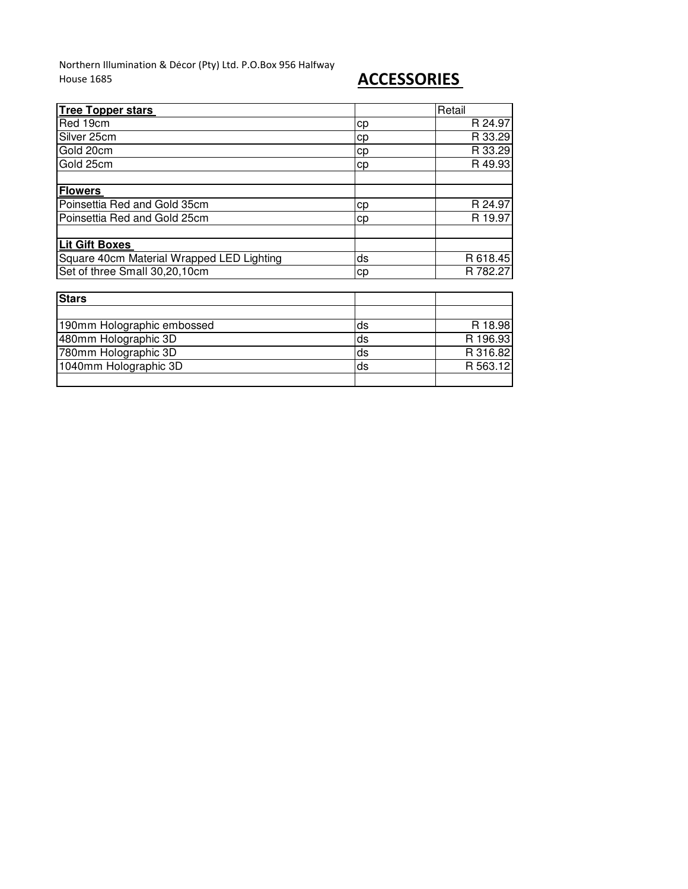Northern Illumination & Décor (Pty) Ltd. P.O.Box 956 Halfway House 1685

# ACCESSORIES

| **Tree Topper stars** | | Retail |
|---|---|---|
| Red 19cm | cp | R 24.97 |
| Silver 25cm | cp | R 33.29 |
| Gold 20cm | cp | R 33.29 |
| Gold 25cm | cp | R 49.93 |
| | | |
| **Flowers** | | |
| Poinsettia Red and Gold 35cm | cp | R 24.97 |
| Poinsettia Red and Gold 25cm | cp | R 19.97 |
| | | |
| **Lit Gift Boxes** | | |
| Square 40cm Material Wrapped LED Lighting | ds | R 618.45 |
| Set of three Small 30,20,10cm | cp | R 782.27 |

| **Stars** | | |
|---|---|---|
| | | |
| 190mm Holographic embossed | ds | R 18.98 |
| 480mm Holographic 3D | ds | R 196.93 |
| 780mm Holographic 3D | ds | R 316.82 |
| 1040mm Holographic 3D | ds | R 563.12 |
| | | |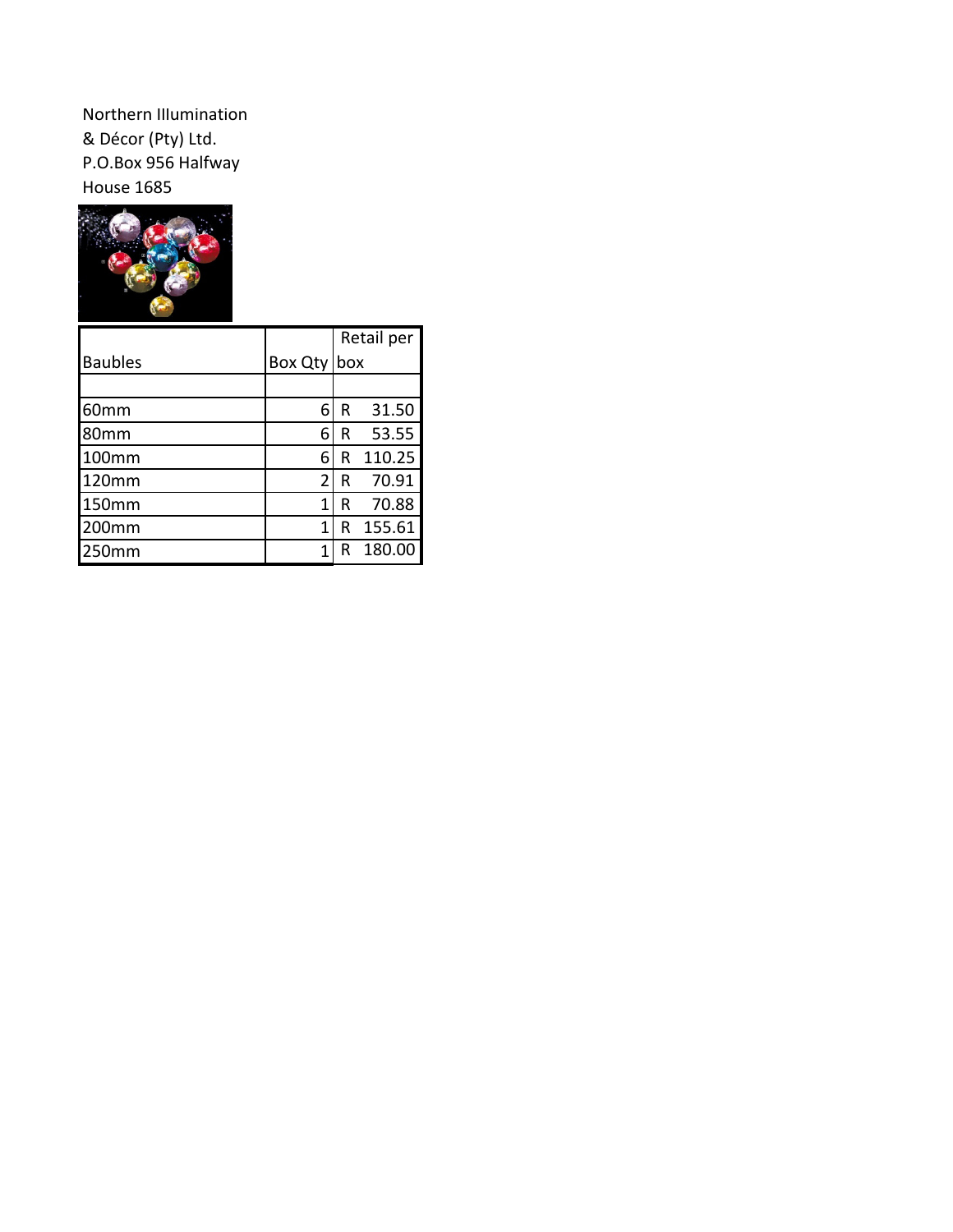Northern Illumination
& Décor (Pty) Ltd.
P.O.Box 956 Halfway
House 1685

| Baubles | Box Qty | Retail per box |
|---|---|---|
| | | |
| 60mm | 6 | R 31.50 |
| 80mm | 6 | R 53.55 |
| 100mm | 6 | R 110.25 |
| 120mm | 2 | R 70.91 |
| 150mm | 1 | R 70.88 |
| 200mm | 1 | R 155.61 |
| 250mm | 1 | R 180.00 |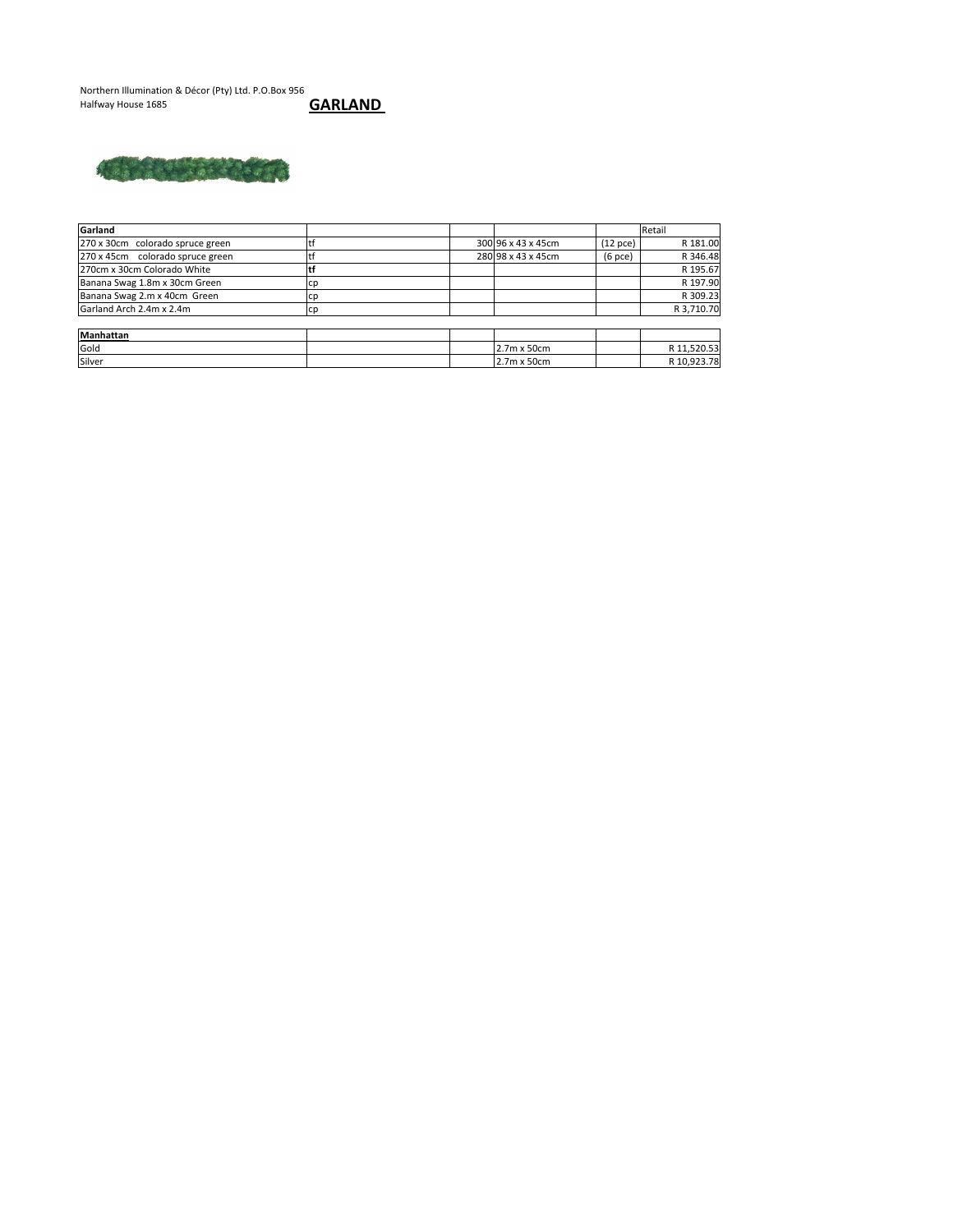Northern Illumination & Décor (Pty) Ltd. P.O.Box 956
Halfway House 1685

# GARLAND

| Garland | | | | | Retail |
|---|---|---|---|---|---|
| 270 x 30cm colorado spruce green | tf | 300 | 96 x 43 x 45cm | (12 pce) | R 181.00 |
| 270 x 45cm colorado spruce green | tf | 280 | 98 x 43 x 45cm | (6 pce) | R 346.48 |
| 270cm x 30cm Colorado White | **tf** | | | | R 195.67 |
| Banana Swag 1.8m x 30cm Green | cp | | | | R 197.90 |
| Banana Swag 2.m x 40cm Green | cp | | | | R 309.23 |
| Garland Arch 2.4m x 2.4m | cp | | | | R 3,710.70 |

| **Manhattan** | | | | | |
|---|---|---|---|---|---|
| Gold | | | 2.7m x 50cm | | R 11,520.53 |
| Silver | | | 2.7m x 50cm | | R 10,923.78 |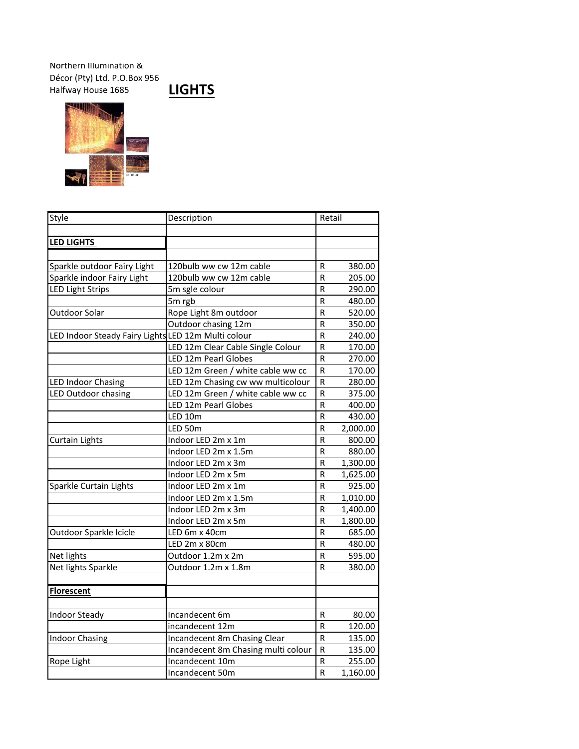Northern Illumination &
Décor (Pty) Ltd. P.O.Box 956
Halfway House 1685

# LIGHTS

| Style | Description | Retail | |
|---|---|---|---|
| | | | |
| **LED LIGHTS** | | | |
| | | | |
| Sparkle outdoor Fairy Light | 120bulb ww cw 12m cable | R | 380.00 |
| Sparkle indoor Fairy Light | 120bulb ww cw 12m cable | R | 205.00 |
| LED Light Strips | 5m sgle colour | R | 290.00 |
| | 5m rgb | R | 480.00 |
| Outdoor Solar | Rope Light 8m outdoor | R | 520.00 |
| | Outdoor chasing 12m | R | 350.00 |
| LED Indoor Steady Fairy Lights | LED 12m Multi colour | R | 240.00 |
| | LED 12m Clear Cable Single Colour | R | 170.00 |
| | LED 12m Pearl Globes | R | 270.00 |
| | LED 12m Green / white cable ww cc | R | 170.00 |
| LED Indoor Chasing | LED 12m Chasing cw ww multicolour | R | 280.00 |
| LED Outdoor chasing | LED 12m Green / white cable ww cc | R | 375.00 |
| | LED 12m Pearl Globes | R | 400.00 |
| | LED 10m | R | 430.00 |
| | LED 50m | R | 2,000.00 |
| Curtain Lights | Indoor LED 2m x 1m | R | 800.00 |
| | Indoor LED 2m x 1.5m | R | 880.00 |
| | Indoor LED 2m x 3m | R | 1,300.00 |
| | Indoor LED 2m x 5m | R | 1,625.00 |
| Sparkle Curtain Lights | Indoor LED 2m x 1m | R | 925.00 |
| | Indoor LED 2m x 1.5m | R | 1,010.00 |
| | Indoor LED 2m x 3m | R | 1,400.00 |
| | Indoor LED 2m x 5m | R | 1,800.00 |
| Outdoor Sparkle Icicle | LED 6m x 40cm | R | 685.00 |
| | LED 2m x 80cm | R | 480.00 |
| Net lights | Outdoor 1.2m x 2m | R | 595.00 |
| Net lights Sparkle | Outdoor 1.2m x 1.8m | R | 380.00 |
| | | | |
| **Florescent** | | | |
| | | | |
| Indoor Steady | Incandecent 6m | R | 80.00 |
| | incandecent 12m | R | 120.00 |
| Indoor Chasing | Incandecent 8m Chasing Clear | R | 135.00 |
| | Incandecent 8m Chasing multi colour | R | 135.00 |
| Rope Light | Incandecent 10m | R | 255.00 |
| | Incandecent 50m | R | 1,160.00 |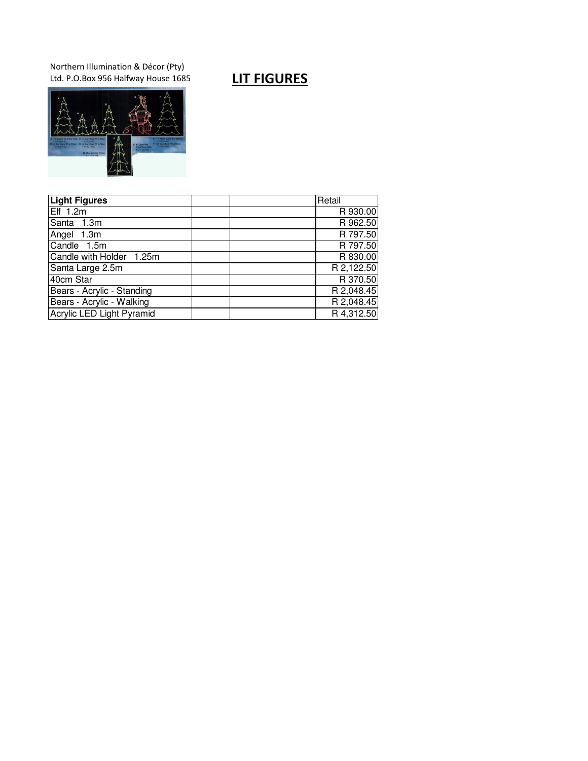Northern Illumination & Décor (Pty) Ltd. P.O.Box 956 Halfway House 1685

# LIT FIGURES

| Light Figures | | | Retail |
|---|---|---|---|
| Elf 1.2m | | | R 930.00 |
| Santa 1.3m | | | R 962.50 |
| Angel 1.3m | | | R 797.50 |
| Candle 1.5m | | | R 797.50 |
| Candle with Holder 1.25m | | | R 830.00 |
| Santa Large 2.5m | | | R 2,122.50 |
| 40cm Star | | | R 370.50 |
| Bears - Acrylic - Standing | | | R 2,048.45 |
| Bears - Acrylic - Walking | | | R 2,048.45 |
| Acrylic LED Light Pyramid | | | R 4,312.50 |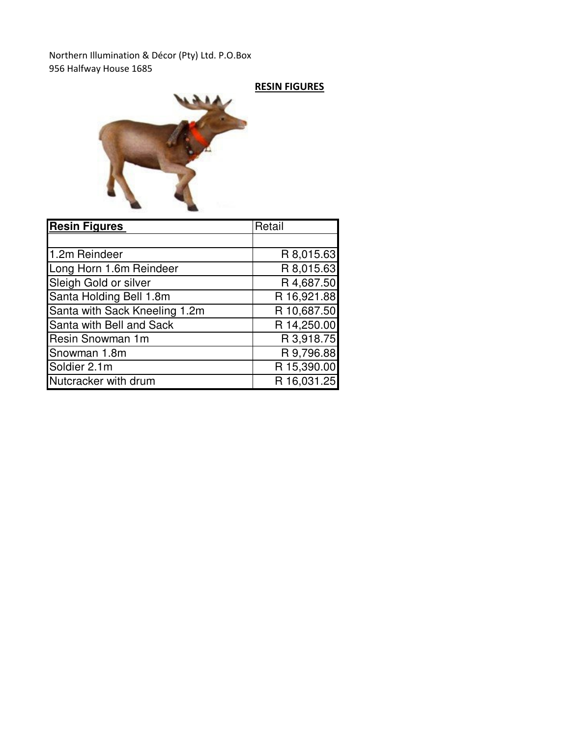Northern Illumination & Décor (Pty) Ltd. P.O.Box 956 Halfway House 1685

## RESIN FIGURES

| **Resin Figures** | Retail |
|---|---|
| | |
| 1.2m Reindeer | R 8,015.63 |
| Long Horn 1.6m Reindeer | R 8,015.63 |
| Sleigh Gold or silver | R 4,687.50 |
| Santa Holding Bell 1.8m | R 16,921.88 |
| Santa with Sack Kneeling 1.2m | R 10,687.50 |
| Santa with Bell and Sack | R 14,250.00 |
| Resin Snowman 1m | R 3,918.75 |
| Snowman 1.8m | R 9,796.88 |
| Soldier 2.1m | R 15,390.00 |
| Nutcracker with drum | R 16,031.25 |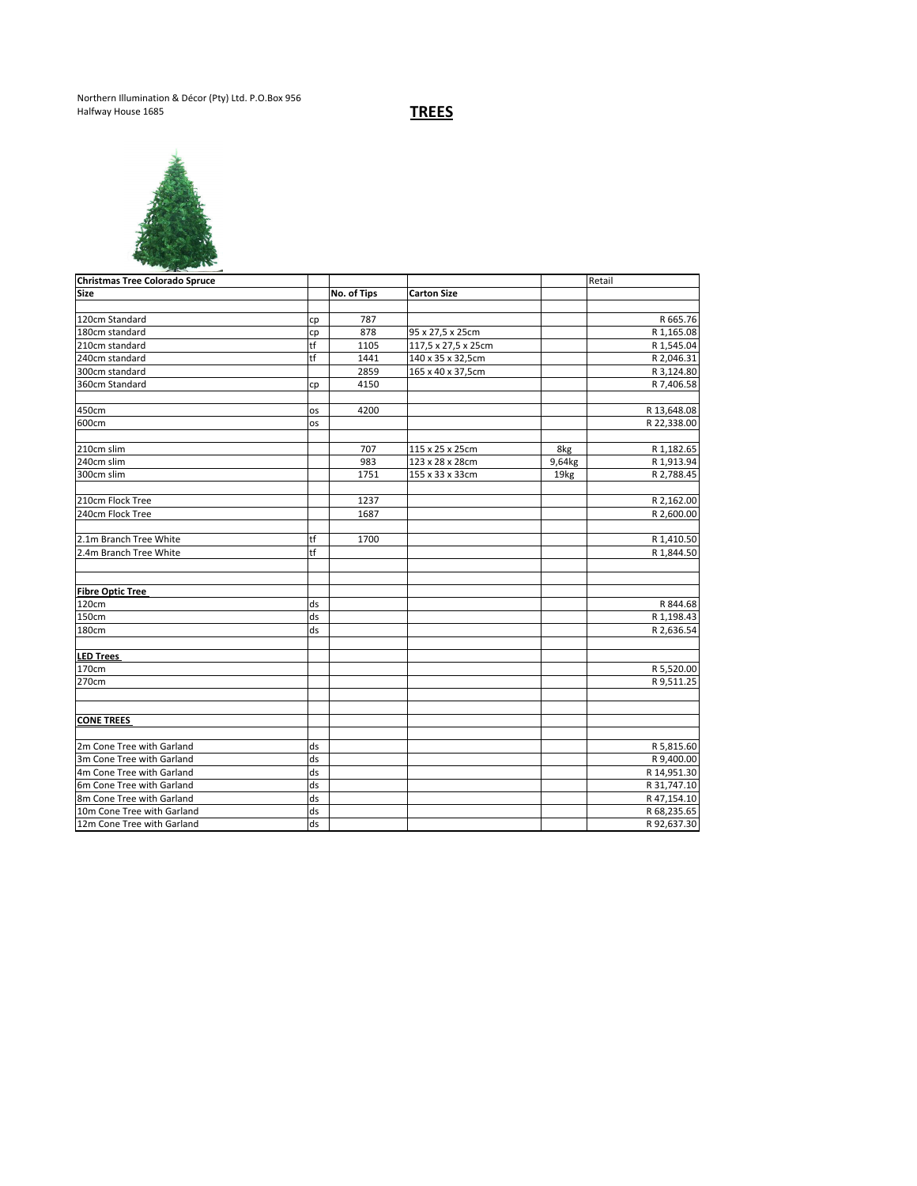Northern Illumination & Décor (Pty) Ltd. P.O.Box 956
Halfway House 1685

# TREES

| Christmas Tree Colorado Spruce | | | | | Retail |
|---|---|---|---|---|---|
| **Size** | | **No. of Tips** | **Carton Size** | | |
| | | | | | |
| 120cm Standard | cp | 787 | | | R 665.76 |
| 180cm standard | cp | 878 | 95 x 27,5 x 25cm | | R 1,165.08 |
| 210cm standard | tf | 1105 | 117,5 x 27,5 x 25cm | | R 1,545.04 |
| 240cm standard | tf | 1441 | 140 x 35 x 32,5cm | | R 2,046.31 |
| 300cm standard | | 2859 | 165 x 40 x 37,5cm | | R 3,124.80 |
| 360cm Standard | cp | 4150 | | | R 7,406.58 |
| | | | | | |
| 450cm | os | 4200 | | | R 13,648.08 |
| 600cm | os | | | | R 22,338.00 |
| | | | | | |
| 210cm slim | | 707 | 115 x 25 x 25cm | 8kg | R 1,182.65 |
| 240cm slim | | 983 | 123 x 28 x 28cm | 9,64kg | R 1,913.94 |
| 300cm slim | | 1751 | 155 x 33 x 33cm | 19kg | R 2,788.45 |
| | | | | | |
| 210cm Flock Tree | | 1237 | | | R 2,162.00 |
| 240cm Flock Tree | | 1687 | | | R 2,600.00 |
| | | | | | |
| 2.1m Branch Tree White | tf | 1700 | | | R 1,410.50 |
| 2.4m Branch Tree White | tf | | | | R 1,844.50 |
| | | | | | |
| | | | | | |
| **Fibre Optic Tree** | | | | | |
| 120cm | ds | | | | R 844.68 |
| 150cm | ds | | | | R 1,198.43 |
| 180cm | ds | | | | R 2,636.54 |
| | | | | | |
| **LED Trees** | | | | | |
| 170cm | | | | | R 5,520.00 |
| 270cm | | | | | R 9,511.25 |
| | | | | | |
| | | | | | |
| **CONE TREES** | | | | | |
| | | | | | |
| 2m Cone Tree with Garland | ds | | | | R 5,815.60 |
| 3m Cone Tree with Garland | ds | | | | R 9,400.00 |
| 4m Cone Tree with Garland | ds | | | | R 14,951.30 |
| 6m Cone Tree with Garland | ds | | | | R 31,747.10 |
| 8m Cone Tree with Garland | ds | | | | R 47,154.10 |
| 10m Cone Tree with Garland | ds | | | | R 68,235.65 |
| 12m Cone Tree with Garland | ds | | | | R 92,637.30 |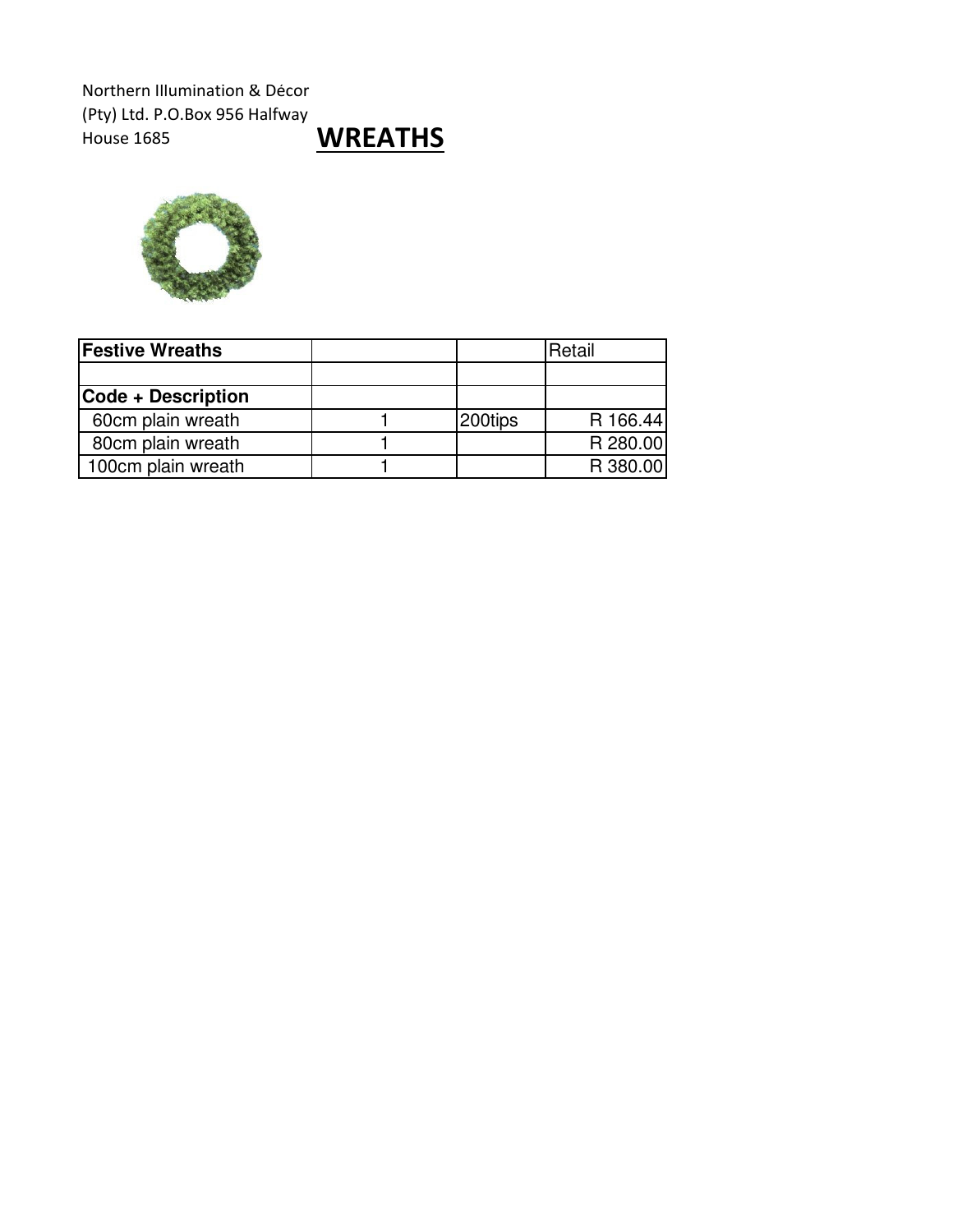Northern Illumination & Décor (Pty) Ltd. P.O.Box 956 Halfway House 1685

# WREATHS

| Festive Wreaths | | | Retail |
|---|---|---|---|
| | | | |
| **Code + Description** | | | |
| 60cm plain wreath | 1 | 200tips | R 166.44 |
| 80cm plain wreath | 1 | | R 280.00 |
| 100cm plain wreath | 1 | | R 380.00 |